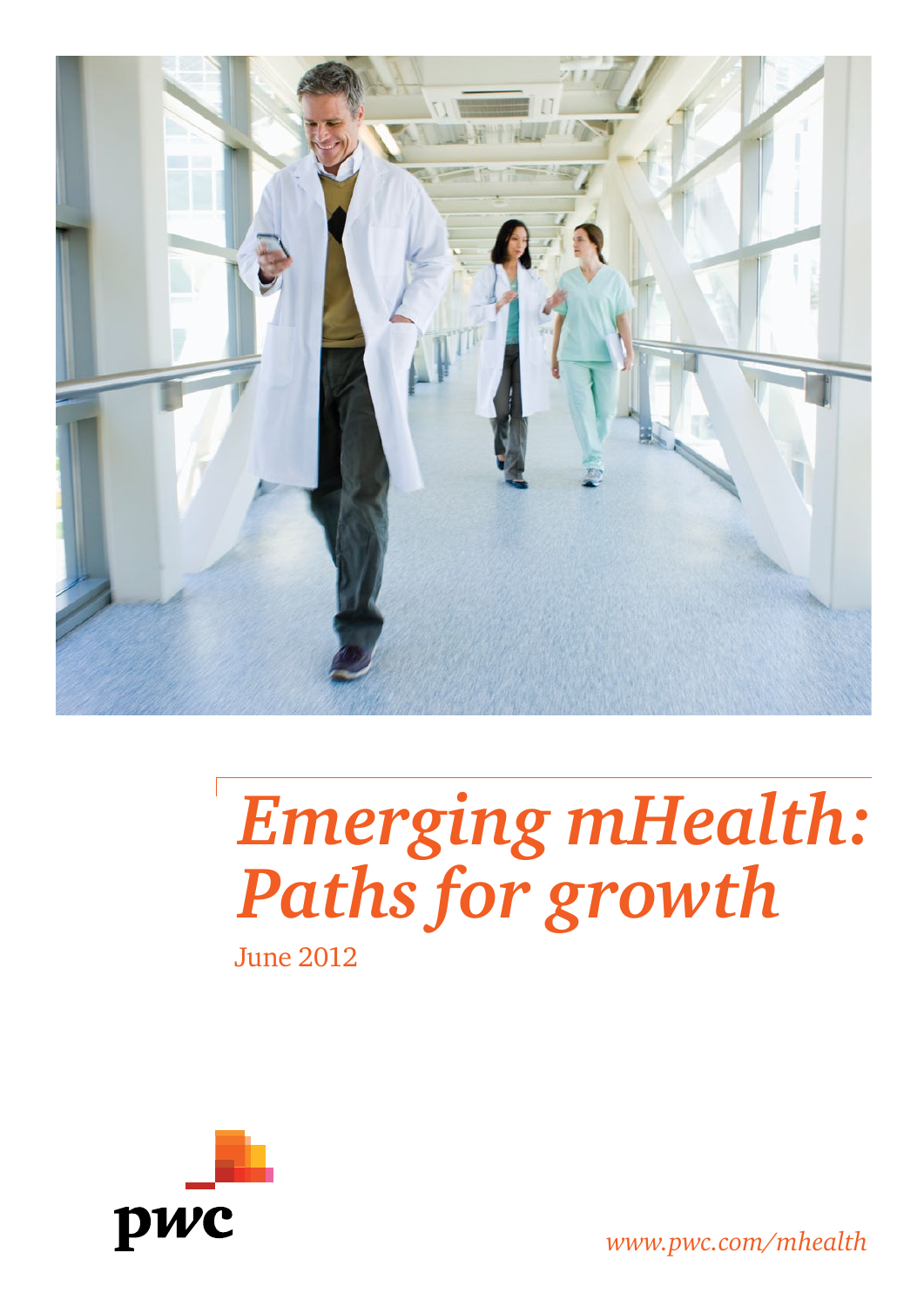# *Emerging mHealth: Paths for growth*

June 2012

pwc

*www.pwc.com/mhealth*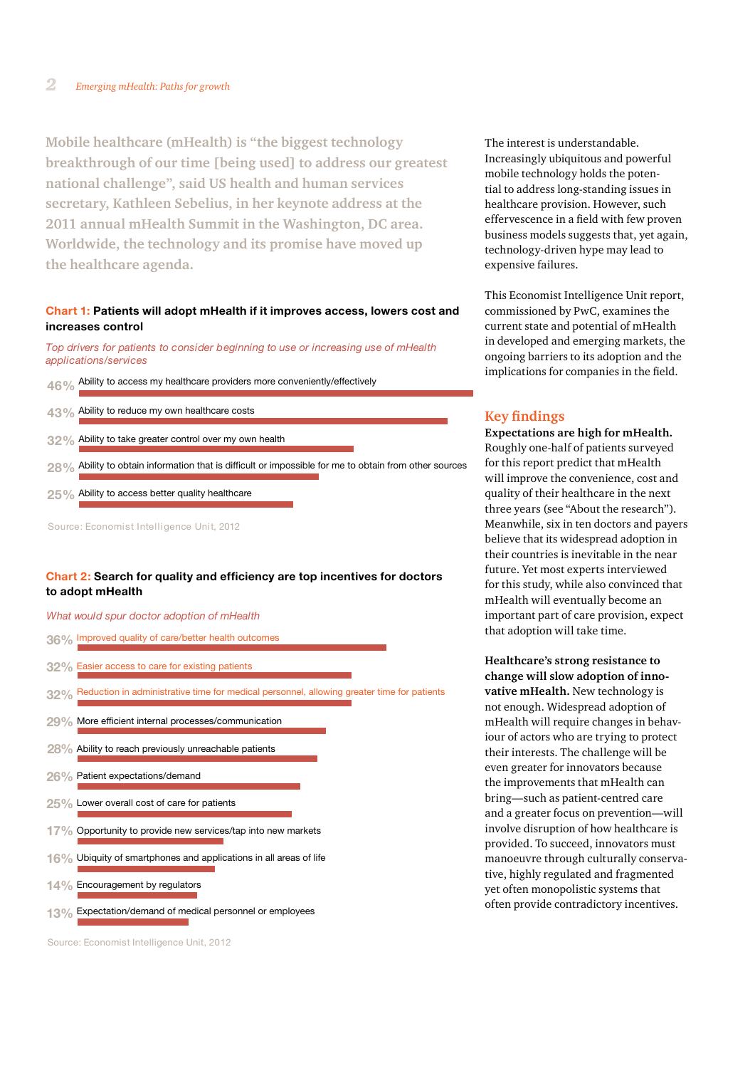Mobile healthcare (mHealth) is "the biggest technology breakthrough of our time [being used] to address our greatest national challenge", said US health and human services secretary, Kathleen Sebelius, in her keynote address at the 2011 annual mHealth Summit in the Washington, DC area. Worldwide, the technology and its promise have moved up the healthcare agenda.

**Chart 1: Patients will adopt mHealth if it improves access, lowers cost and increases control**

*Top drivers for patients to consider beginning to use or increasing use of mHealth applications/services*

| % | Driver |
|---|---|
| 46% | Ability to access my healthcare providers more conveniently/effectively |
| 43% | Ability to reduce my own healthcare costs |
| 32% | Ability to take greater control over my own health |
| 28% | Ability to obtain information that is difficult or impossible for me to obtain from other sources |
| 25% | Ability to access better quality healthcare |

Source: Economist Intelligence Unit, 2012

**Chart 2: Search for quality and efficiency are top incentives for doctors to adopt mHealth**

*What would spur doctor adoption of mHealth*

| % | Incentive |
|---|---|
| 36% | Improved quality of care/better health outcomes |
| 32% | Easier access to care for existing patients |
| 32% | Reduction in administrative time for medical personnel, allowing greater time for patients |
| 29% | More efficient internal processes/communication |
| 28% | Ability to reach previously unreachable patients |
| 26% | Patient expectations/demand |
| 25% | Lower overall cost of care for patients |
| 17% | Opportunity to provide new services/tap into new markets |
| 16% | Ubiquity of smartphones and applications in all areas of life |
| 14% | Encouragement by regulators |
| 13% | Expectation/demand of medical personnel or employees |

Source: Economist Intelligence Unit, 2012

The interest is understandable. Increasingly ubiquitous and powerful mobile technology holds the potential to address long-standing issues in healthcare provision. However, such effervescence in a field with few proven business models suggests that, yet again, technology-driven hype may lead to expensive failures.

This Economist Intelligence Unit report, commissioned by PwC, examines the current state and potential of mHealth in developed and emerging markets, the ongoing barriers to its adoption and the implications for companies in the field.

## Key findings

**Expectations are high for mHealth.** Roughly one-half of patients surveyed for this report predict that mHealth will improve the convenience, cost and quality of their healthcare in the next three years (see "About the research"). Meanwhile, six in ten doctors and payers believe that its widespread adoption in their countries is inevitable in the near future. Yet most experts interviewed for this study, while also convinced that mHealth will eventually become an important part of care provision, expect that adoption will take time.

**Healthcare's strong resistance to change will slow adoption of innovative mHealth.** New technology is not enough. Widespread adoption of mHealth will require changes in behaviour of actors who are trying to protect their interests. The challenge will be even greater for innovators because the improvements that mHealth can bring—such as patient-centred care and a greater focus on prevention—will involve disruption of how healthcare is provided. To succeed, innovators must manoeuvre through culturally conservative, highly regulated and fragmented yet often monopolistic systems that often provide contradictory incentives.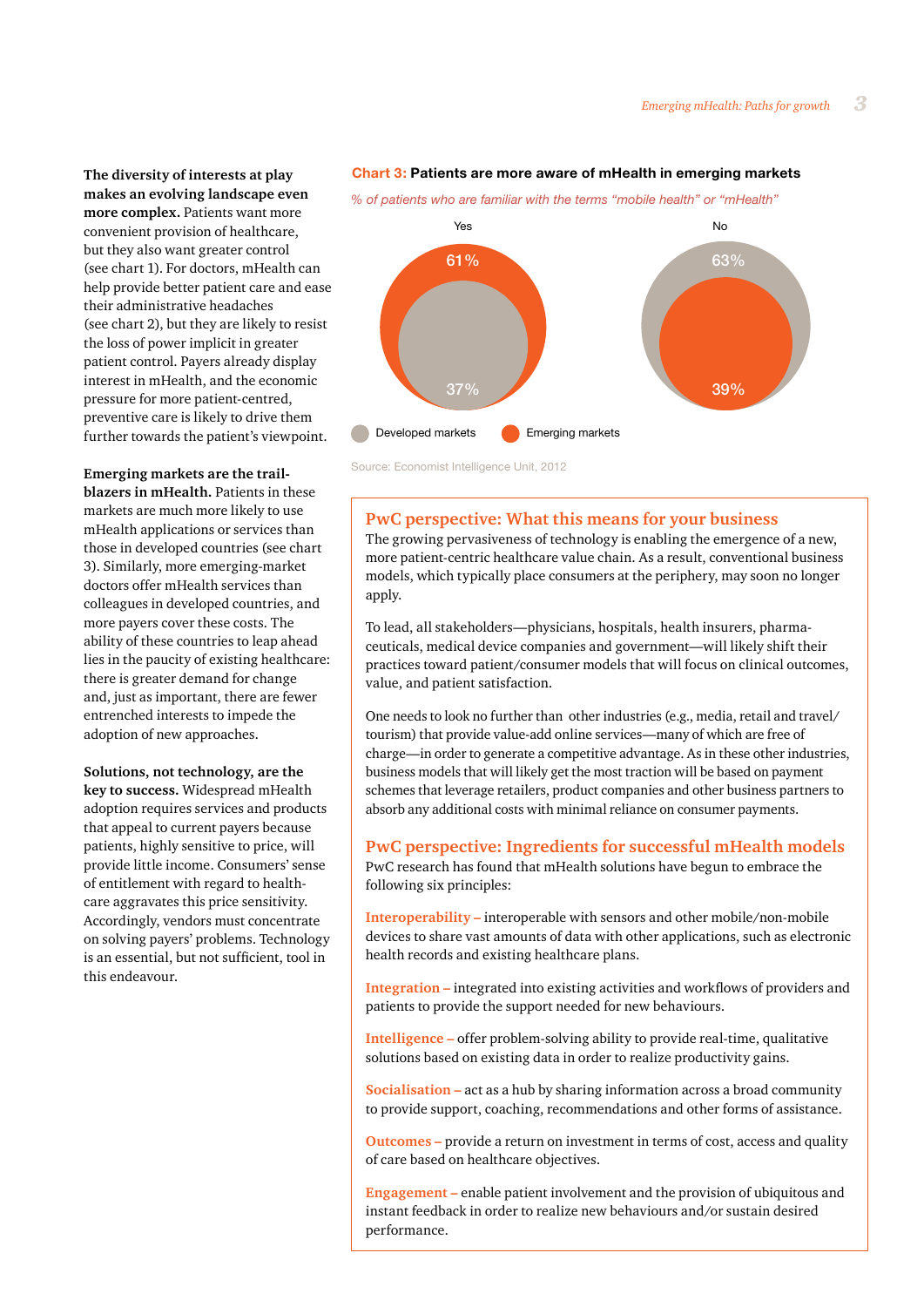**The diversity of interests at play makes an evolving landscape even more complex.** Patients want more convenient provision of healthcare, but they also want greater control (see chart 1). For doctors, mHealth can help provide better patient care and ease their administrative headaches (see chart 2), but they are likely to resist the loss of power implicit in greater patient control. Payers already display interest in mHealth, and the economic pressure for more patient-centred, preventive care is likely to drive them further towards the patient's viewpoint.

**Emerging markets are the trail-blazers in mHealth.** Patients in these markets are much more likely to use mHealth applications or services than those in developed countries (see chart 3). Similarly, more emerging-market doctors offer mHealth services than colleagues in developed countries, and more payers cover these costs. The ability of these countries to leap ahead lies in the paucity of existing healthcare: there is greater demand for change and, just as important, there are fewer entrenched interests to impede the adoption of new approaches.

**Solutions, not technology, are the key to success.** Widespread mHealth adoption requires services and products that appeal to current payers because patients, highly sensitive to price, will provide little income. Consumers' sense of entitlement with regard to health-care aggravates this price sensitivity. Accordingly, vendors must concentrate on solving payers' problems. Technology is an essential, but not sufficient, tool in this endeavour.

**Chart 3: Patients are more aware of mHealth in emerging markets**

*% of patients who are familiar with the terms "mobile health" or "mHealth"*

| | Yes | No |
|---|---|---|
| Developed markets | 37% | 63% |
| Emerging markets | 61% | 39% |

Source: Economist Intelligence Unit, 2012

## PwC perspective: What this means for your business

The growing pervasiveness of technology is enabling the emergence of a new, more patient-centric healthcare value chain. As a result, conventional business models, which typically place consumers at the periphery, may soon no longer apply.

To lead, all stakeholders—physicians, hospitals, health insurers, pharma-ceuticals, medical device companies and government—will likely shift their practices toward patient/consumer models that will focus on clinical outcomes, value, and patient satisfaction.

One needs to look no further than other industries (e.g., media, retail and travel/ tourism) that provide value-add online services—many of which are free of charge—in order to generate a competitive advantage. As in these other industries, business models that will likely get the most traction will be based on payment schemes that leverage retailers, product companies and other business partners to absorb any additional costs with minimal reliance on consumer payments.

## PwC perspective: Ingredients for successful mHealth models

PwC research has found that mHealth solutions have begun to embrace the following six principles:

**Interoperability –** interoperable with sensors and other mobile/non-mobile devices to share vast amounts of data with other applications, such as electronic health records and existing healthcare plans.

**Integration –** integrated into existing activities and workflows of providers and patients to provide the support needed for new behaviours.

**Intelligence –** offer problem-solving ability to provide real-time, qualitative solutions based on existing data in order to realize productivity gains.

**Socialisation –** act as a hub by sharing information across a broad community to provide support, coaching, recommendations and other forms of assistance.

**Outcomes –** provide a return on investment in terms of cost, access and quality of care based on healthcare objectives.

**Engagement –** enable patient involvement and the provision of ubiquitous and instant feedback in order to realize new behaviours and/or sustain desired performance.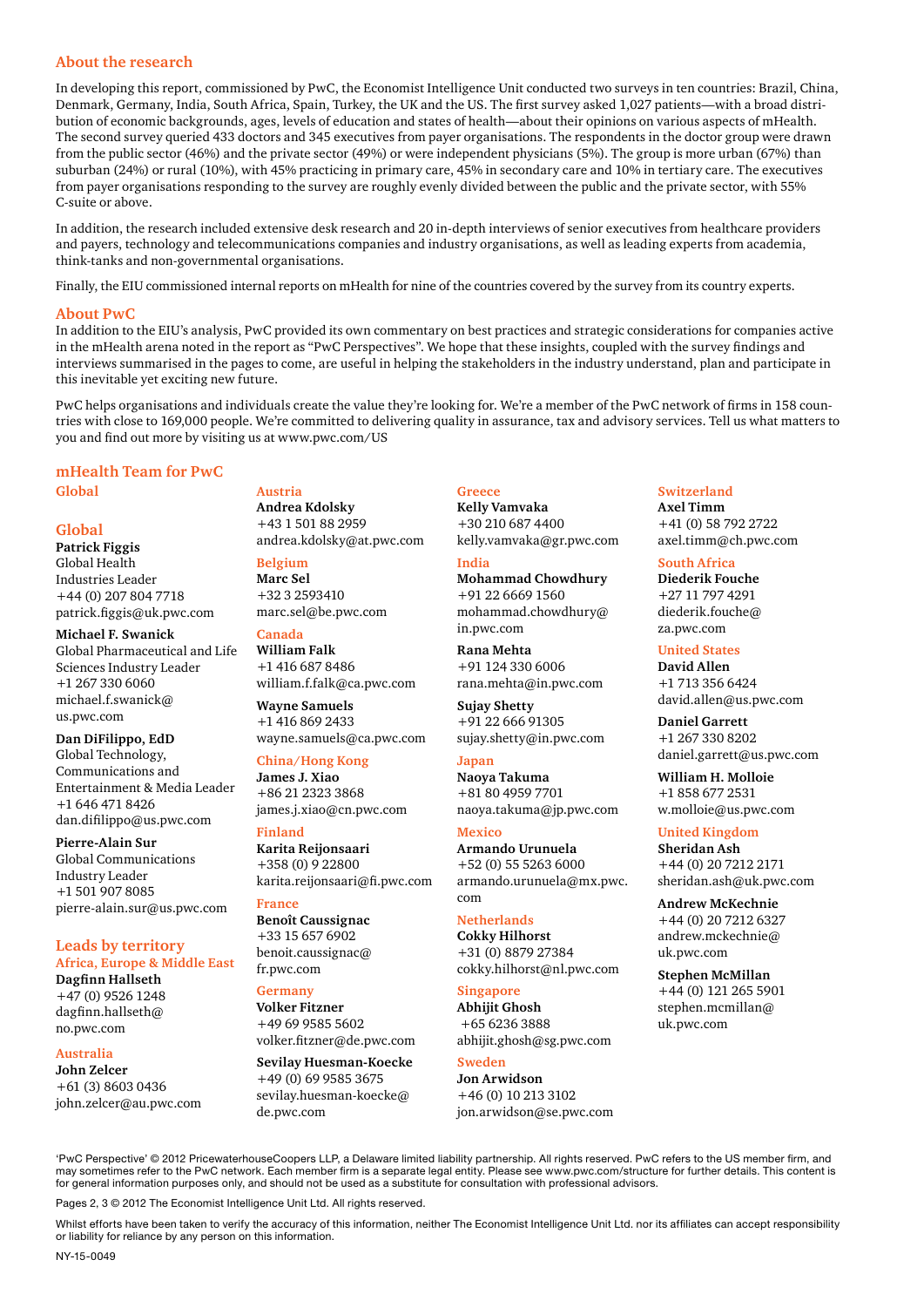## About the research

In developing this report, commissioned by PwC, the Economist Intelligence Unit conducted two surveys in ten countries: Brazil, China, Denmark, Germany, India, South Africa, Spain, Turkey, the UK and the US. The first survey asked 1,027 patients—with a broad distribution of economic backgrounds, ages, levels of education and states of health—about their opinions on various aspects of mHealth. The second survey queried 433 doctors and 345 executives from payer organisations. The respondents in the doctor group were drawn from the public sector (46%) and the private sector (49%) or were independent physicians (5%). The group is more urban (67%) than suburban (24%) or rural (10%), with 45% practicing in primary care, 45% in secondary care and 10% in tertiary care. The executives from payer organisations responding to the survey are roughly evenly divided between the public and the private sector, with 55% C-suite or above.

In addition, the research included extensive desk research and 20 in-depth interviews of senior executives from healthcare providers and payers, technology and telecommunications companies and industry organisations, as well as leading experts from academia, think-tanks and non-governmental organisations.

Finally, the EIU commissioned internal reports on mHealth for nine of the countries covered by the survey from its country experts.

## About PwC

In addition to the EIU's analysis, PwC provided its own commentary on best practices and strategic considerations for companies active in the mHealth arena noted in the report as "PwC Perspectives". We hope that these insights, coupled with the survey findings and interviews summarised in the pages to come, are useful in helping the stakeholders in the industry understand, plan and participate in this inevitable yet exciting new future.

PwC helps organisations and individuals create the value they're looking for. We're a member of the PwC network of firms in 158 countries with close to 169,000 people. We're committed to delivering quality in assurance, tax and advisory services. Tell us what matters to you and find out more by visiting us at www.pwc.com/US

## mHealth Team for PwC

### Global

### Global

**Patrick Figgis**
Global Health
Industries Leader
+44 (0) 207 804 7718
patrick.figgis@uk.pwc.com

**Michael F. Swanick**
Global Pharmaceutical and Life Sciences Industry Leader
+1 267 330 6060
michael.f.swanick@us.pwc.com

**Dan DiFilippo, EdD**
Global Technology, Communications and Entertainment & Media Leader
+1 646 471 8426
dan.difilippo@us.pwc.com

**Pierre-Alain Sur**
Global Communications Industry Leader
+1 501 907 8085
pierre-alain.sur@us.pwc.com

### Leads by territory

#### Africa, Europe & Middle East

**Dagfinn Hallseth**
+47 (0) 9526 1248
dagfinn.hallseth@no.pwc.com

#### Australia

**John Zelcer**
+61 (3) 8603 0436
john.zelcer@au.pwc.com

#### Austria

**Andrea Kdolsky**
+43 1 501 88 2959
andrea.kdolsky@at.pwc.com

#### Belgium

**Marc Sel**
+32 3 2593410
marc.sel@be.pwc.com

#### Canada

**William Falk**
+1 416 687 8486
william.f.falk@ca.pwc.com

**Wayne Samuels**
+1 416 869 2433
wayne.samuels@ca.pwc.com

#### China/Hong Kong

**James J. Xiao**
+86 21 2323 3868
james.j.xiao@cn.pwc.com

#### Finland

**Karita Reijonsaari**
+358 (0) 9 22800
karita.reijonsaari@fi.pwc.com

#### France

**Benoît Caussignac**
+33 15 657 6902
benoit.caussignac@fr.pwc.com

#### Germany

**Volker Fitzner**
+49 69 9585 5602
volker.fitzner@de.pwc.com

**Sevilay Huesman-Koecke**
+49 (0) 69 9585 3675
sevilay.huesman-koecke@de.pwc.com

#### Greece

**Kelly Vamvaka**
+30 210 687 4400
kelly.vamvaka@gr.pwc.com

#### India

**Mohammad Chowdhury**
+91 22 6669 1560
mohammad.chowdhury@in.pwc.com

**Rana Mehta**
+91 124 330 6006
rana.mehta@in.pwc.com

**Sujay Shetty**
+91 22 666 91305
sujay.shetty@in.pwc.com

#### Japan

**Naoya Takuma**
+81 80 4959 7701
naoya.takuma@jp.pwc.com

#### Mexico

**Armando Urunuela**
+52 (0) 55 5263 6000
armando.urunuela@mx.pwc.com

#### Netherlands

**Cokky Hilhorst**
+31 (0) 8879 27384
cokky.hilhorst@nl.pwc.com

#### Singapore

**Abhijit Ghosh**
+65 6236 3888
abhijit.ghosh@sg.pwc.com

#### Sweden

**Jon Arwidson**
+46 (0) 10 213 3102
jon.arwidson@se.pwc.com

#### Switzerland

**Axel Timm**
+41 (0) 58 792 2722
axel.timm@ch.pwc.com

#### South Africa

**Diederik Fouche**
+27 11 797 4291
diederik.fouche@za.pwc.com

#### United States

**David Allen**
+1 713 356 6424
david.allen@us.pwc.com

**Daniel Garrett**
+1 267 330 8202
daniel.garrett@us.pwc.com

**William H. Molloie**
+1 858 677 2531
w.molloie@us.pwc.com

#### United Kingdom

**Sheridan Ash**
+44 (0) 20 7212 2171
sheridan.ash@uk.pwc.com

**Andrew McKechnie**
+44 (0) 20 7212 6327
andrew.mckechnie@uk.pwc.com

**Stephen McMillan**
+44 (0) 121 265 5901
stephen.mcmillan@uk.pwc.com

'PwC Perspective' © 2012 PricewaterhouseCoopers LLP, a Delaware limited liability partnership. All rights reserved. PwC refers to the US member firm, and may sometimes refer to the PwC network. Each member firm is a separate legal entity. Please see www.pwc.com/structure for further details. This content is for general information purposes only, and should not be used as a substitute for consultation with professional advisors.

Pages 2, 3 © 2012 The Economist Intelligence Unit Ltd. All rights reserved.

Whilst efforts have been taken to verify the accuracy of this information, neither The Economist Intelligence Unit Ltd. nor its affiliates can accept responsibility or liability for reliance by any person on this information.

NY-15-0049